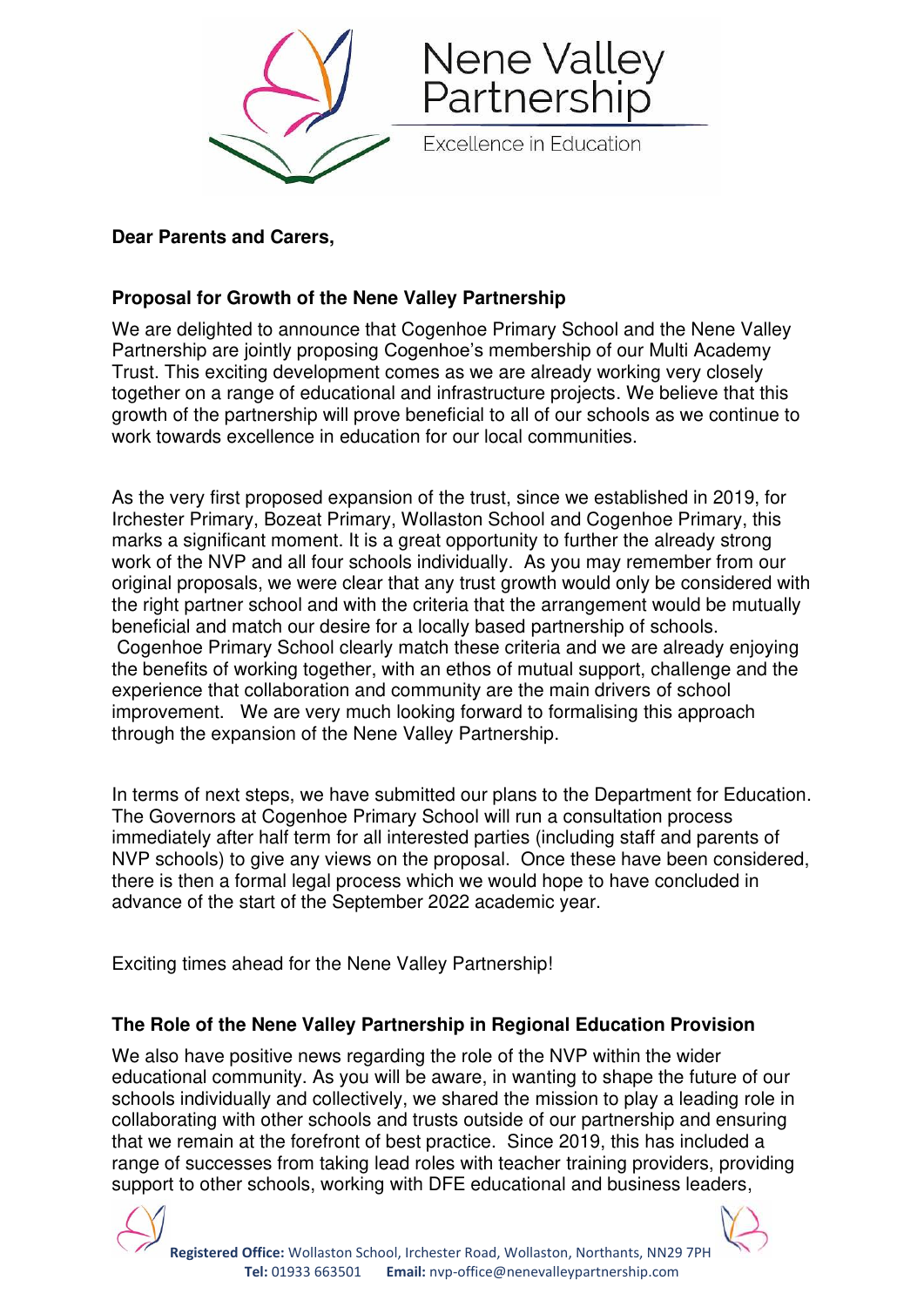Nene Valley Partnership

Excellence in Education

**Dear Parents and Carers,**

**Proposal for Growth of the Nene Valley Partnership**

We are delighted to announce that Cogenhoe Primary School and the Nene Valley Partnership are jointly proposing Cogenhoe's membership of our Multi Academy Trust. This exciting development comes as we are already working very closely together on a range of educational and infrastructure projects. We believe that this growth of the partnership will prove beneficial to all of our schools as we continue to work towards excellence in education for our local communities.

As the very first proposed expansion of the trust, since we established in 2019, for Irchester Primary, Bozeat Primary, Wollaston School and Cogenhoe Primary, this marks a significant moment. It is a great opportunity to further the already strong work of the NVP and all four schools individually. As you may remember from our original proposals, we were clear that any trust growth would only be considered with the right partner school and with the criteria that the arrangement would be mutually beneficial and match our desire for a locally based partnership of schools. Cogenhoe Primary School clearly match these criteria and we are already enjoying the benefits of working together, with an ethos of mutual support, challenge and the experience that collaboration and community are the main drivers of school improvement. We are very much looking forward to formalising this approach through the expansion of the Nene Valley Partnership.

In terms of next steps, we have submitted our plans to the Department for Education. The Governors at Cogenhoe Primary School will run a consultation process immediately after half term for all interested parties (including staff and parents of NVP schools) to give any views on the proposal. Once these have been considered, there is then a formal legal process which we would hope to have concluded in advance of the start of the September 2022 academic year.

Exciting times ahead for the Nene Valley Partnership!

**The Role of the Nene Valley Partnership in Regional Education Provision**

We also have positive news regarding the role of the NVP within the wider educational community. As you will be aware, in wanting to shape the future of our schools individually and collectively, we shared the mission to play a leading role in collaborating with other schools and trusts outside of our partnership and ensuring that we remain at the forefront of best practice. Since 2019, this has included a range of successes from taking lead roles with teacher training providers, providing support to other schools, working with DFE educational and business leaders,

**Registered Office:** Wollaston School, Irchester Road, Wollaston, Northants, NN29 7PH
**Tel:** 01933 663501 **Email:** nvp-office@nenevalleypartnership.com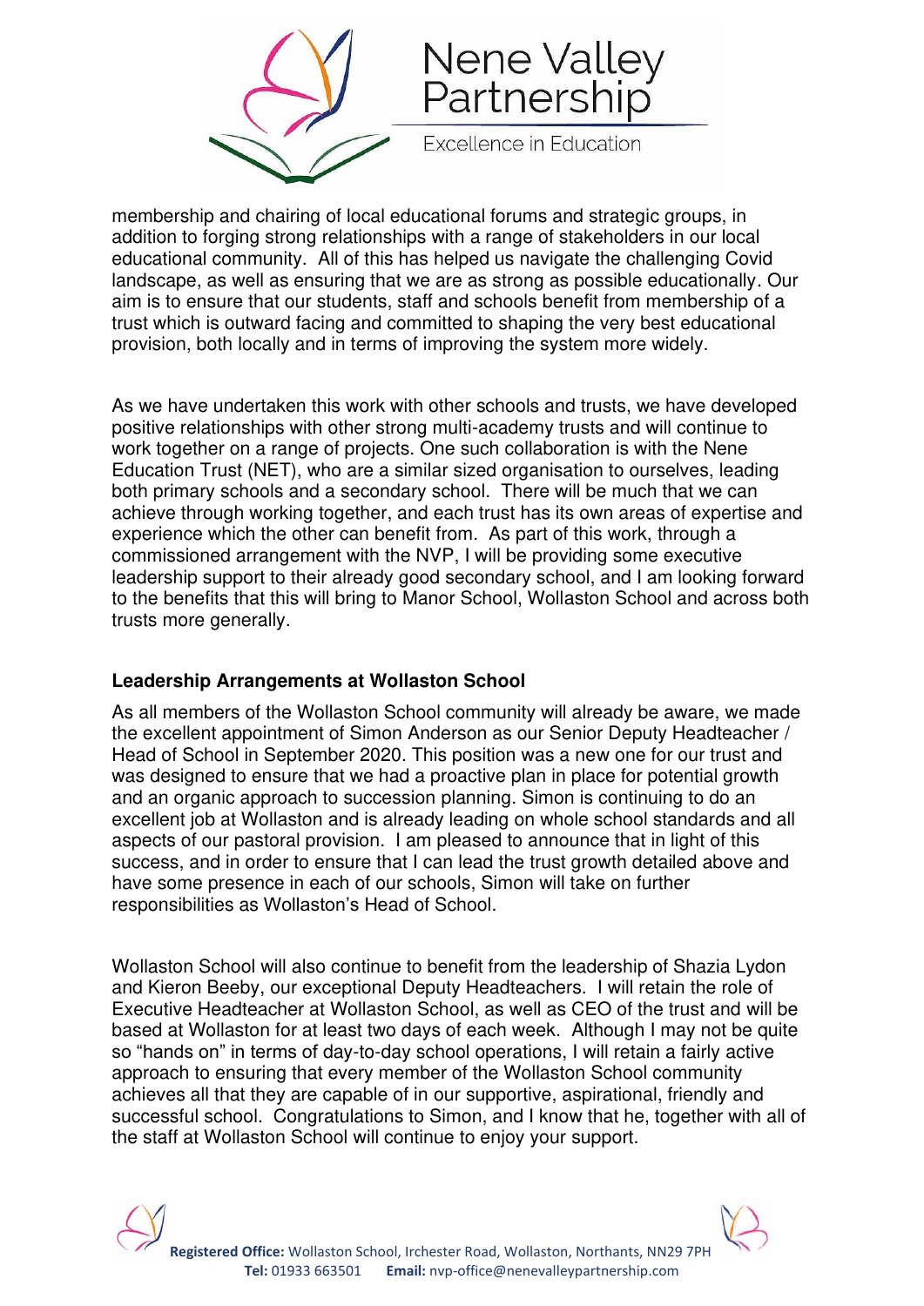membership and chairing of local educational forums and strategic groups, in addition to forging strong relationships with a range of stakeholders in our local educational community. All of this has helped us navigate the challenging Covid landscape, as well as ensuring that we are as strong as possible educationally. Our aim is to ensure that our students, staff and schools benefit from membership of a trust which is outward facing and committed to shaping the very best educational provision, both locally and in terms of improving the system more widely.

As we have undertaken this work with other schools and trusts, we have developed positive relationships with other strong multi-academy trusts and will continue to work together on a range of projects. One such collaboration is with the Nene Education Trust (NET), who are a similar sized organisation to ourselves, leading both primary schools and a secondary school. There will be much that we can achieve through working together, and each trust has its own areas of expertise and experience which the other can benefit from. As part of this work, through a commissioned arrangement with the NVP, I will be providing some executive leadership support to their already good secondary school, and I am looking forward to the benefits that this will bring to Manor School, Wollaston School and across both trusts more generally.

**Leadership Arrangements at Wollaston School**

As all members of the Wollaston School community will already be aware, we made the excellent appointment of Simon Anderson as our Senior Deputy Headteacher / Head of School in September 2020. This position was a new one for our trust and was designed to ensure that we had a proactive plan in place for potential growth and an organic approach to succession planning. Simon is continuing to do an excellent job at Wollaston and is already leading on whole school standards and all aspects of our pastoral provision. I am pleased to announce that in light of this success, and in order to ensure that I can lead the trust growth detailed above and have some presence in each of our schools, Simon will take on further responsibilities as Wollaston's Head of School.

Wollaston School will also continue to benefit from the leadership of Shazia Lydon and Kieron Beeby, our exceptional Deputy Headteachers. I will retain the role of Executive Headteacher at Wollaston School, as well as CEO of the trust and will be based at Wollaston for at least two days of each week. Although I may not be quite so "hands on" in terms of day-to-day school operations, I will retain a fairly active approach to ensuring that every member of the Wollaston School community achieves all that they are capable of in our supportive, aspirational, friendly and successful school. Congratulations to Simon, and I know that he, together with all of the staff at Wollaston School will continue to enjoy your support.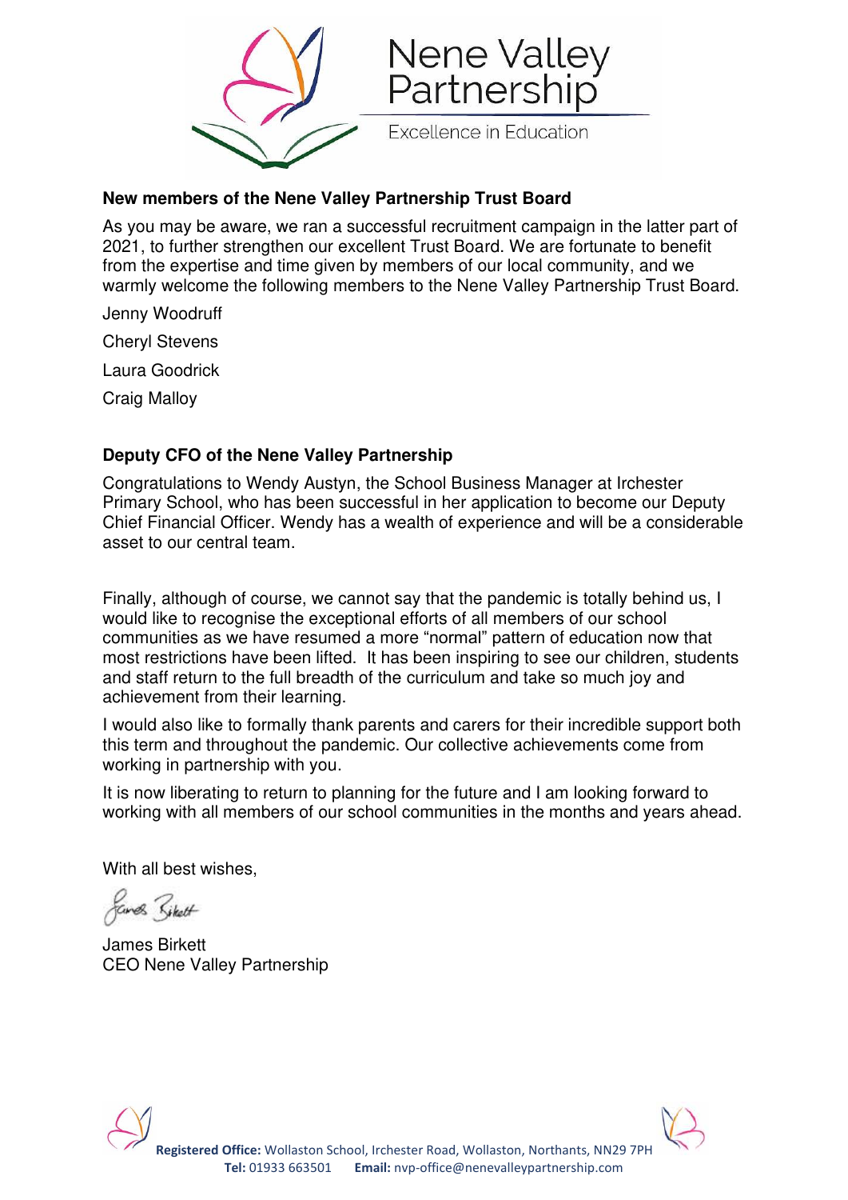Nene Valley Partnership

Excellence in Education

## New members of the Nene Valley Partnership Trust Board

As you may be aware, we ran a successful recruitment campaign in the latter part of 2021, to further strengthen our excellent Trust Board. We are fortunate to benefit from the expertise and time given by members of our local community, and we warmly welcome the following members to the Nene Valley Partnership Trust Board.

Jenny Woodruff

Cheryl Stevens

Laura Goodrick

Craig Malloy

## Deputy CFO of the Nene Valley Partnership

Congratulations to Wendy Austyn, the School Business Manager at Irchester Primary School, who has been successful in her application to become our Deputy Chief Financial Officer. Wendy has a wealth of experience and will be a considerable asset to our central team.

Finally, although of course, we cannot say that the pandemic is totally behind us, I would like to recognise the exceptional efforts of all members of our school communities as we have resumed a more "normal" pattern of education now that most restrictions have been lifted. It has been inspiring to see our children, students and staff return to the full breadth of the curriculum and take so much joy and achievement from their learning.

I would also like to formally thank parents and carers for their incredible support both this term and throughout the pandemic. Our collective achievements come from working in partnership with you.

It is now liberating to return to planning for the future and I am looking forward to working with all members of our school communities in the months and years ahead.

With all best wishes,

James Birkett
CEO Nene Valley Partnership

**Registered Office:** Wollaston School, Irchester Road, Wollaston, Northants, NN29 7PH
**Tel:** 01933 663501 **Email:** nvp-office@nenevalleypartnership.com